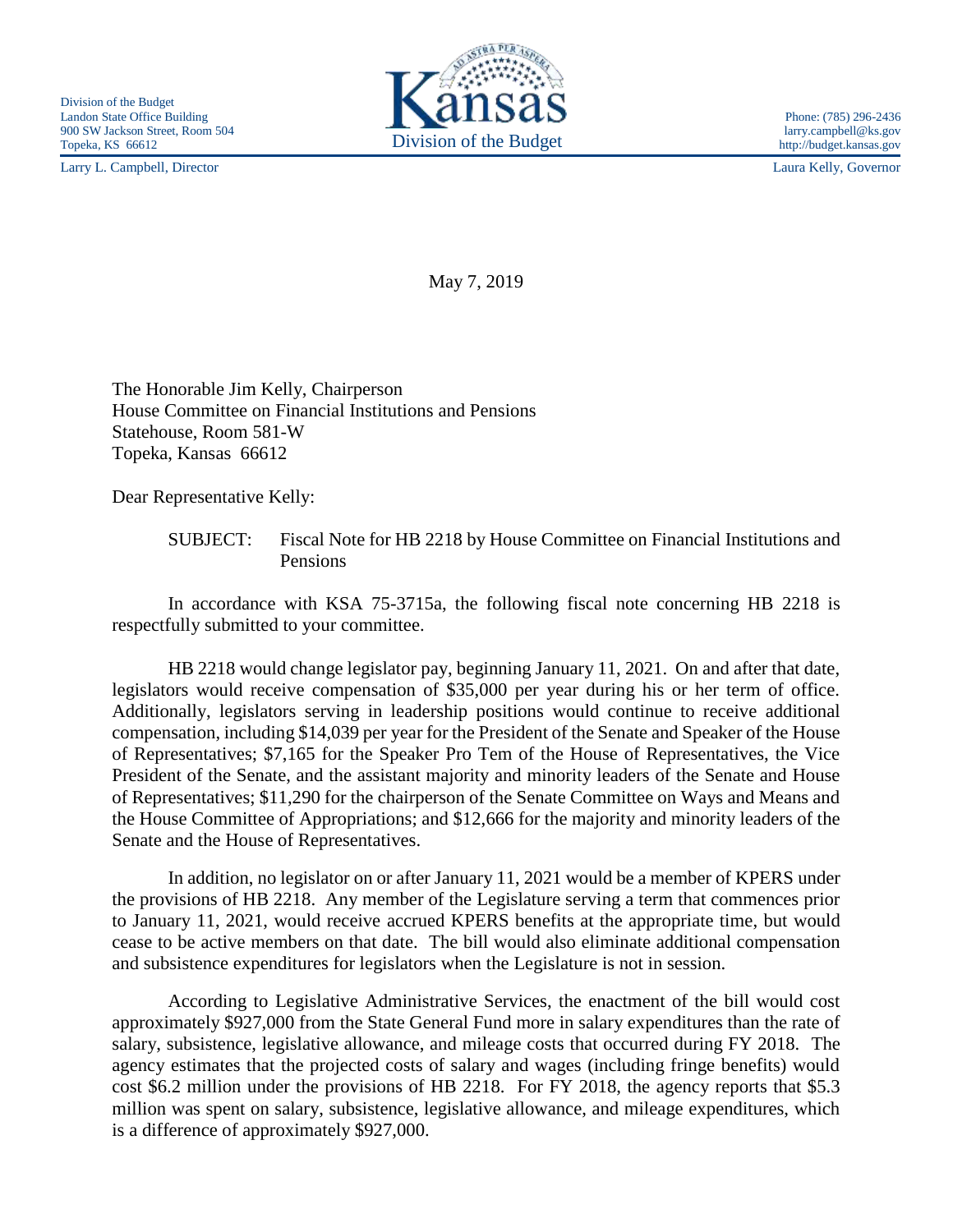Division of the Budget
Landon State Office Building
900 SW Jackson Street, Room 504
Topeka, KS 66612

Larry L. Campbell, Director

Kansas
Division of the Budget

Phone: (785) 296-2436
larry.campbell@ks.gov
http://budget.kansas.gov

Laura Kelly, Governor

May 7, 2019

The Honorable Jim Kelly, Chairperson
House Committee on Financial Institutions and Pensions
Statehouse, Room 581-W
Topeka, Kansas 66612

Dear Representative Kelly:

SUBJECT: Fiscal Note for HB 2218 by House Committee on Financial Institutions and Pensions

In accordance with KSA 75-3715a, the following fiscal note concerning HB 2218 is respectfully submitted to your committee.

HB 2218 would change legislator pay, beginning January 11, 2021. On and after that date, legislators would receive compensation of $35,000 per year during his or her term of office. Additionally, legislators serving in leadership positions would continue to receive additional compensation, including $14,039 per year for the President of the Senate and Speaker of the House of Representatives; $7,165 for the Speaker Pro Tem of the House of Representatives, the Vice President of the Senate, and the assistant majority and minority leaders of the Senate and House of Representatives; $11,290 for the chairperson of the Senate Committee on Ways and Means and the House Committee of Appropriations; and $12,666 for the majority and minority leaders of the Senate and the House of Representatives.

In addition, no legislator on or after January 11, 2021 would be a member of KPERS under the provisions of HB 2218. Any member of the Legislature serving a term that commences prior to January 11, 2021, would receive accrued KPERS benefits at the appropriate time, but would cease to be active members on that date. The bill would also eliminate additional compensation and subsistence expenditures for legislators when the Legislature is not in session.

According to Legislative Administrative Services, the enactment of the bill would cost approximately $927,000 from the State General Fund more in salary expenditures than the rate of salary, subsistence, legislative allowance, and mileage costs that occurred during FY 2018. The agency estimates that the projected costs of salary and wages (including fringe benefits) would cost $6.2 million under the provisions of HB 2218. For FY 2018, the agency reports that $5.3 million was spent on salary, subsistence, legislative allowance, and mileage expenditures, which is a difference of approximately $927,000.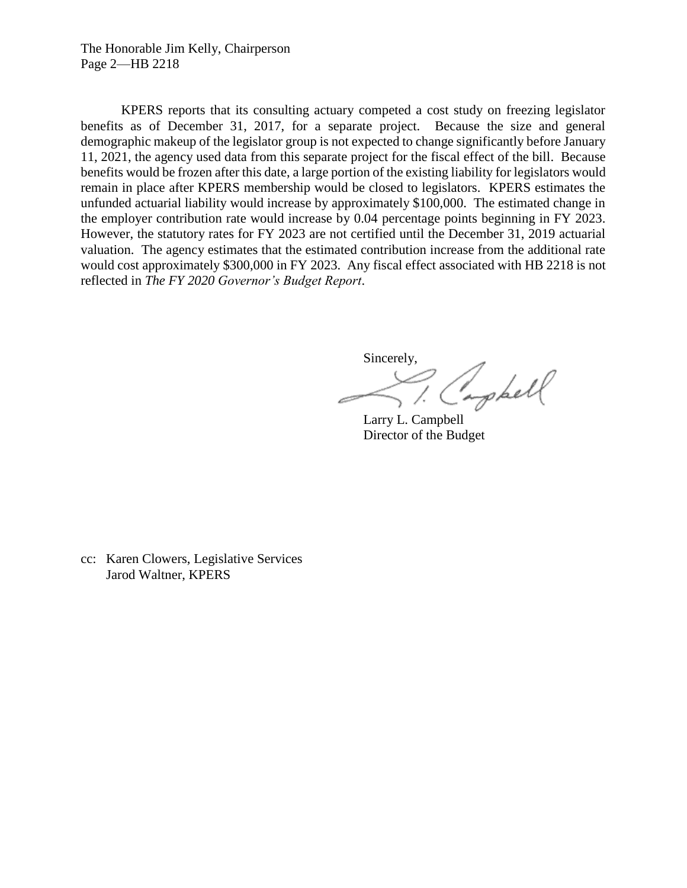KPERS reports that its consulting actuary competed a cost study on freezing legislator benefits as of December 31, 2017, for a separate project. Because the size and general demographic makeup of the legislator group is not expected to change significantly before January 11, 2021, the agency used data from this separate project for the fiscal effect of the bill. Because benefits would be frozen after this date, a large portion of the existing liability for legislators would remain in place after KPERS membership would be closed to legislators. KPERS estimates the unfunded actuarial liability would increase by approximately $100,000. The estimated change in the employer contribution rate would increase by 0.04 percentage points beginning in FY 2023. However, the statutory rates for FY 2023 are not certified until the December 31, 2019 actuarial valuation. The agency estimates that the estimated contribution increase from the additional rate would cost approximately $300,000 in FY 2023. Any fiscal effect associated with HB 2218 is not reflected in *The FY 2020 Governor's Budget Report*.

Sincerely,

Larry L. Campbell
Director of the Budget

cc: Karen Clowers, Legislative Services
Jarod Waltner, KPERS